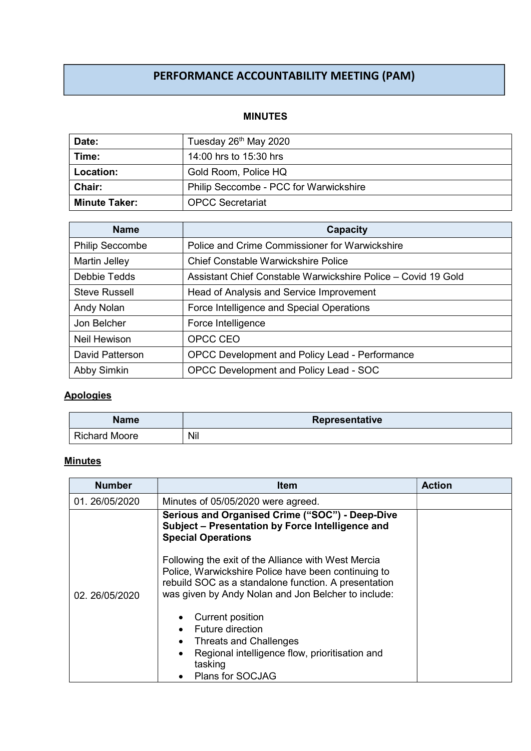# PERFORMANCE ACCOUNTABILITY MEETING (PAM)

## MINUTES

| | |
|---|---|
| **Date:** | Tuesday 26th May 2020 |
| **Time:** | 14:00 hrs to 15:30 hrs |
| **Location:** | Gold Room, Police HQ |
| **Chair:** | Philip Seccombe - PCC for Warwickshire |
| **Minute Taker:** | OPCC Secretariat |

| Name | Capacity |
|---|---|
| Philip Seccombe | Police and Crime Commissioner for Warwickshire |
| Martin Jelley | Chief Constable Warwickshire Police |
| Debbie Tedds | Assistant Chief Constable Warwickshire Police – Covid 19 Gold |
| Steve Russell | Head of Analysis and Service Improvement |
| Andy Nolan | Force Intelligence and Special Operations |
| Jon Belcher | Force Intelligence |
| Neil Hewison | OPCC CEO |
| David Patterson | OPCC Development and Policy Lead - Performance |
| Abby Simkin | OPCC Development and Policy Lead - SOC |

### Apologies

| Name | Representative |
|---|---|
| Richard Moore | Nil |

### Minutes

| Number | Item | Action |
|---|---|---|
| 01. 26/05/2020 | Minutes of 05/05/2020 were agreed. | |
| 02. 26/05/2020 | **Serious and Organised Crime ("SOC") - Deep-Dive Subject – Presentation by Force Intelligence and Special Operations**<br><br>Following the exit of the Alliance with West Mercia Police, Warwickshire Police have been continuing to rebuild SOC as a standalone function. A presentation was given by Andy Nolan and Jon Belcher to include:<br><br>• Current position<br>• Future direction<br>• Threats and Challenges<br>• Regional intelligence flow, prioritisation and tasking<br>• Plans for SOCJAG | |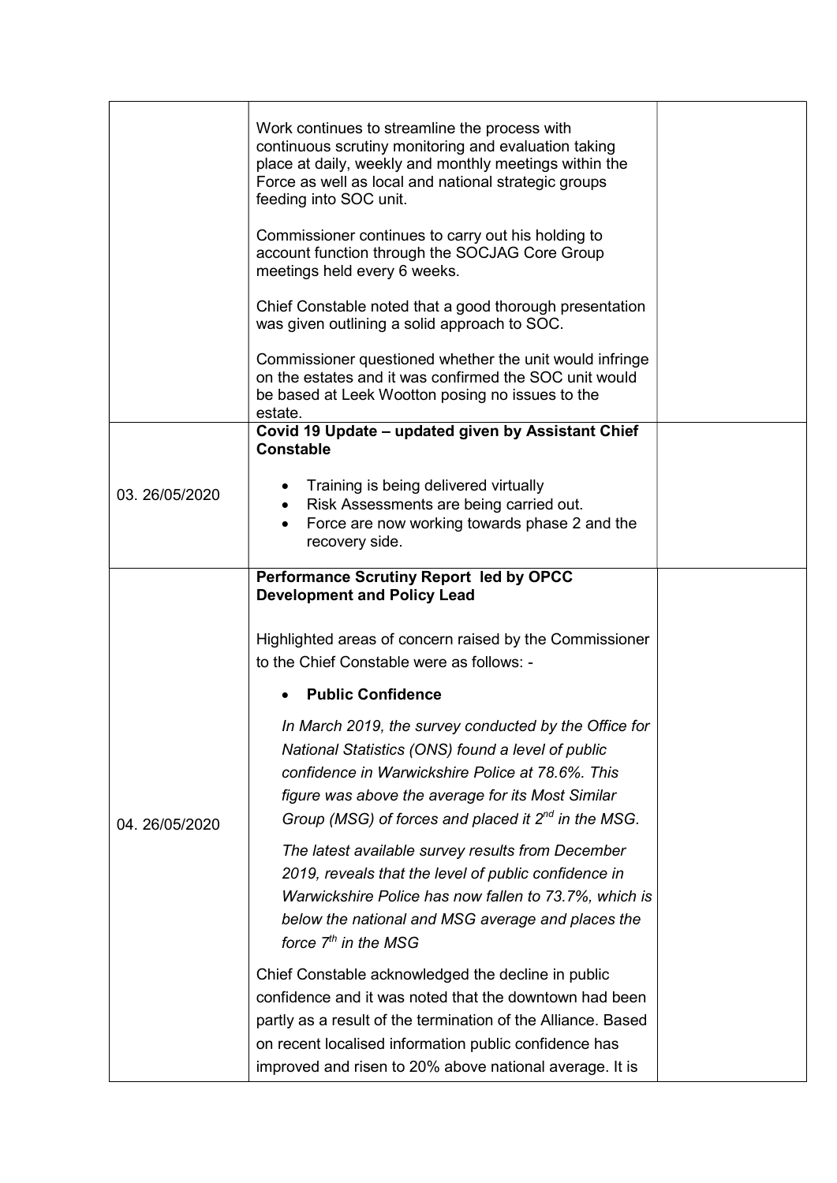| | | |
|---|---|---|
| | Work continues to streamline the process with continuous scrutiny monitoring and evaluation taking place at daily, weekly and monthly meetings within the Force as well as local and national strategic groups feeding into SOC unit.<br><br>Commissioner continues to carry out his holding to account function through the SOCJAG Core Group meetings held every 6 weeks.<br><br>Chief Constable noted that a good thorough presentation was given outlining a solid approach to SOC.<br><br>Commissioner questioned whether the unit would infringe on the estates and it was confirmed the SOC unit would be based at Leek Wootton posing no issues to the estate. | |
| 03. 26/05/2020 | **Covid 19 Update – updated given by Assistant Chief Constable**<br><br>• Training is being delivered virtually<br>• Risk Assessments are being carried out.<br>• Force are now working towards phase 2 and the recovery side. | |
| 04. 26/05/2020 | **Performance Scrutiny Report led by OPCC Development and Policy Lead**<br><br>Highlighted areas of concern raised by the Commissioner to the Chief Constable were as follows: -<br><br>• **Public Confidence**<br><br>*In March 2019, the survey conducted by the Office for National Statistics (ONS) found a level of public confidence in Warwickshire Police at 78.6%. This figure was above the average for its Most Similar Group (MSG) of forces and placed it 2nd in the MSG.*<br><br>*The latest available survey results from December 2019, reveals that the level of public confidence in Warwickshire Police has now fallen to 73.7%, which is below the national and MSG average and places the force 7th in the MSG*<br><br>Chief Constable acknowledged the decline in public confidence and it was noted that the downtown had been partly as a result of the termination of the Alliance. Based on recent localised information public confidence has improved and risen to 20% above national average. It is | |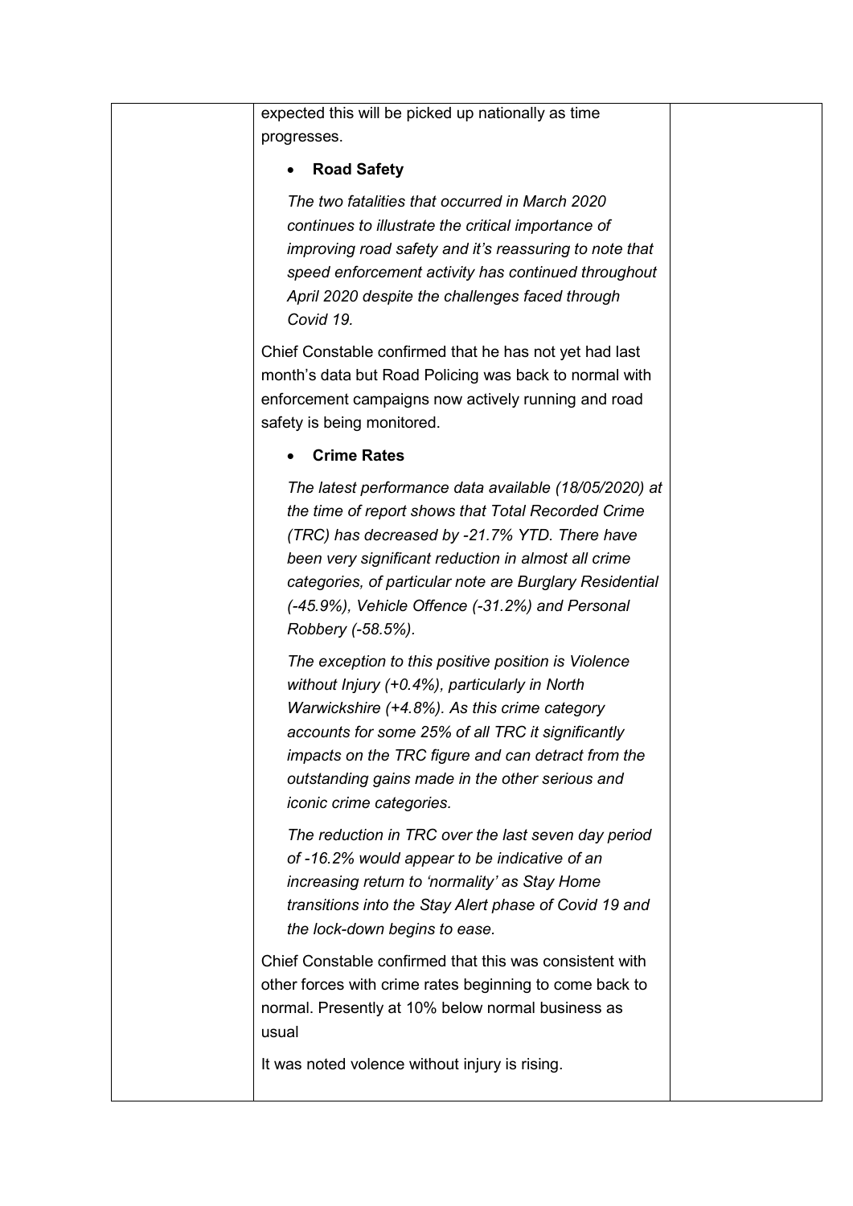| | | |
|---|---|---|
| | expected this will be picked up nationally as time progresses.<br><br>• **Road Safety**<br><br>*The two fatalities that occurred in March 2020 continues to illustrate the critical importance of improving road safety and it's reassuring to note that speed enforcement activity has continued throughout April 2020 despite the challenges faced through Covid 19.*<br><br>Chief Constable confirmed that he has not yet had last month's data but Road Policing was back to normal with enforcement campaigns now actively running and road safety is being monitored.<br><br>• **Crime Rates**<br><br>*The latest performance data available (18/05/2020) at the time of report shows that Total Recorded Crime (TRC) has decreased by -21.7% YTD. There have been very significant reduction in almost all crime categories, of particular note are Burglary Residential (-45.9%), Vehicle Offence (-31.2%) and Personal Robbery (-58.5%).*<br><br>*The exception to this positive position is Violence without Injury (+0.4%), particularly in North Warwickshire (+4.8%). As this crime category accounts for some 25% of all TRC it significantly impacts on the TRC figure and can detract from the outstanding gains made in the other serious and iconic crime categories.*<br><br>*The reduction in TRC over the last seven day period of -16.2% would appear to be indicative of an increasing return to 'normality' as Stay Home transitions into the Stay Alert phase of Covid 19 and the lock-down begins to ease.*<br><br>Chief Constable confirmed that this was consistent with other forces with crime rates beginning to come back to normal. Presently at 10% below normal business as usual<br><br>It was noted volence without injury is rising. | |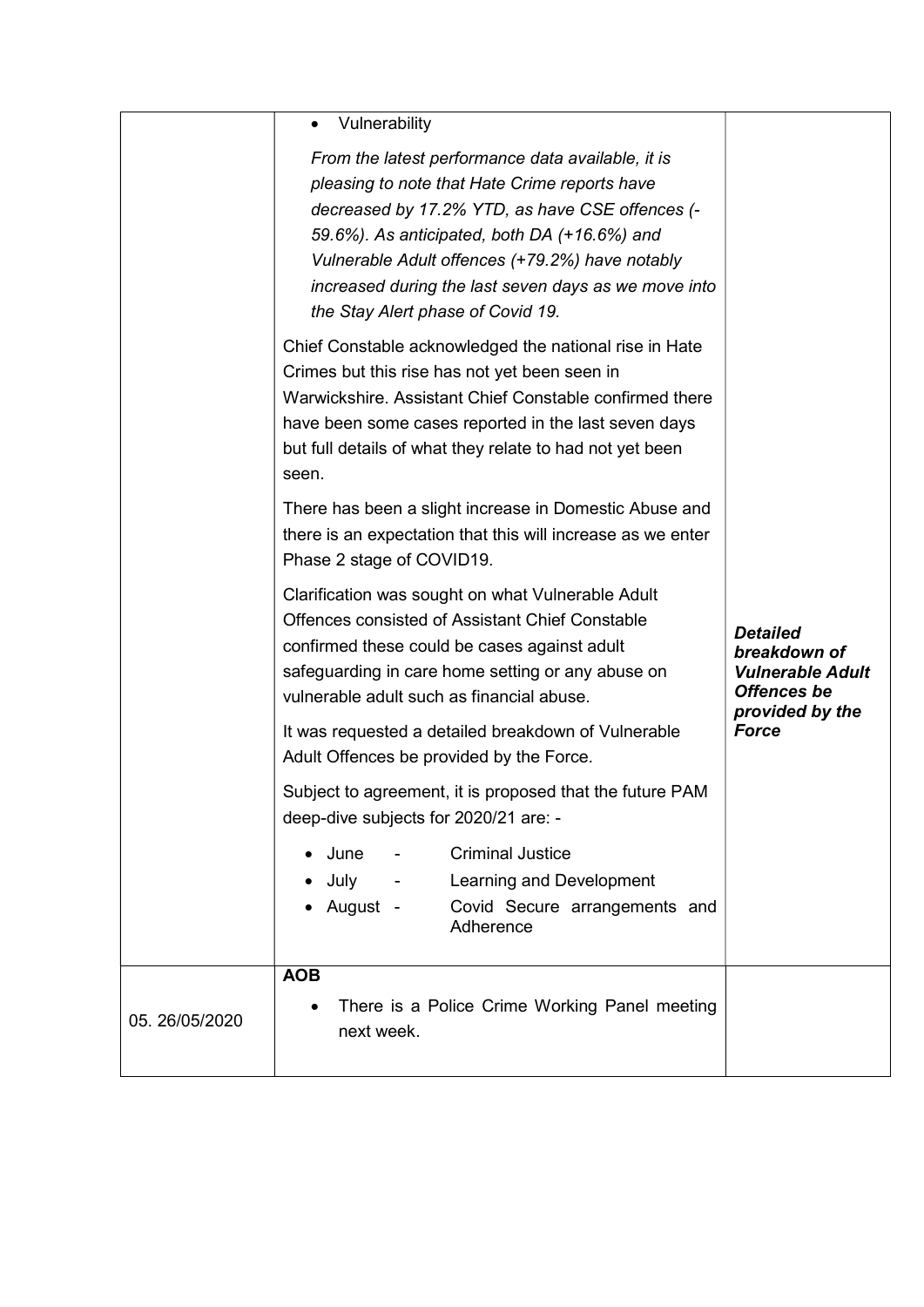| | | |
|---|---|---|
| | • Vulnerability<br><br>*From the latest performance data available, it is pleasing to note that Hate Crime reports have decreased by 17.2% YTD, as have CSE offences (-59.6%). As anticipated, both DA (+16.6%) and Vulnerable Adult offences (+79.2%) have notably increased during the last seven days as we move into the Stay Alert phase of Covid 19.*<br><br>Chief Constable acknowledged the national rise in Hate Crimes but this rise has not yet been seen in Warwickshire. Assistant Chief Constable confirmed there have been some cases reported in the last seven days but full details of what they relate to had not yet been seen.<br><br>There has been a slight increase in Domestic Abuse and there is an expectation that this will increase as we enter Phase 2 stage of COVID19.<br><br>Clarification was sought on what Vulnerable Adult Offences consisted of Assistant Chief Constable confirmed these could be cases against adult safeguarding in care home setting or any abuse on vulnerable adult such as financial abuse.<br><br>It was requested a detailed breakdown of Vulnerable Adult Offences be provided by the Force.<br><br>Subject to agreement, it is proposed that the future PAM deep-dive subjects for 2020/21 are: -<br><br>• June - Criminal Justice<br>• July - Learning and Development<br>• August - Covid Secure arrangements and Adherence | ***Detailed breakdown of Vulnerable Adult Offences be provided by the Force*** |
| 05. 26/05/2020 | **AOB**<br><br>• There is a Police Crime Working Panel meeting next week. | |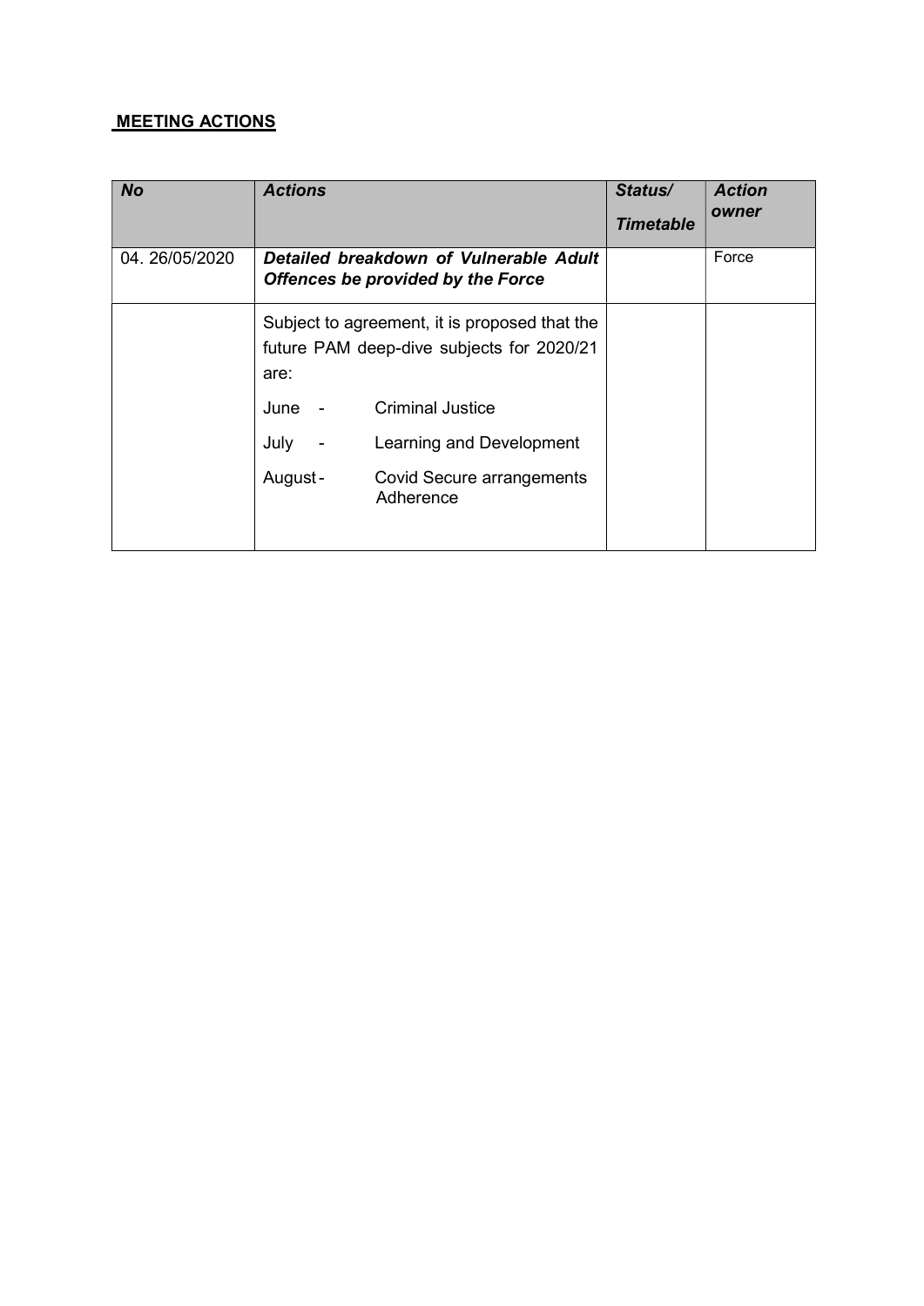**MEETING ACTIONS**

| *No* | *Actions* | *Status/ Timetable* | *Action owner* |
|---|---|---|---|
| 04. 26/05/2020 | ***Detailed breakdown of Vulnerable Adult Offences be provided by the Force*** | | Force |
| | Subject to agreement, it is proposed that the future PAM deep-dive subjects for 2020/21 are:<br>June - Criminal Justice<br>July - Learning and Development<br>August - Covid Secure arrangements Adherence | | |